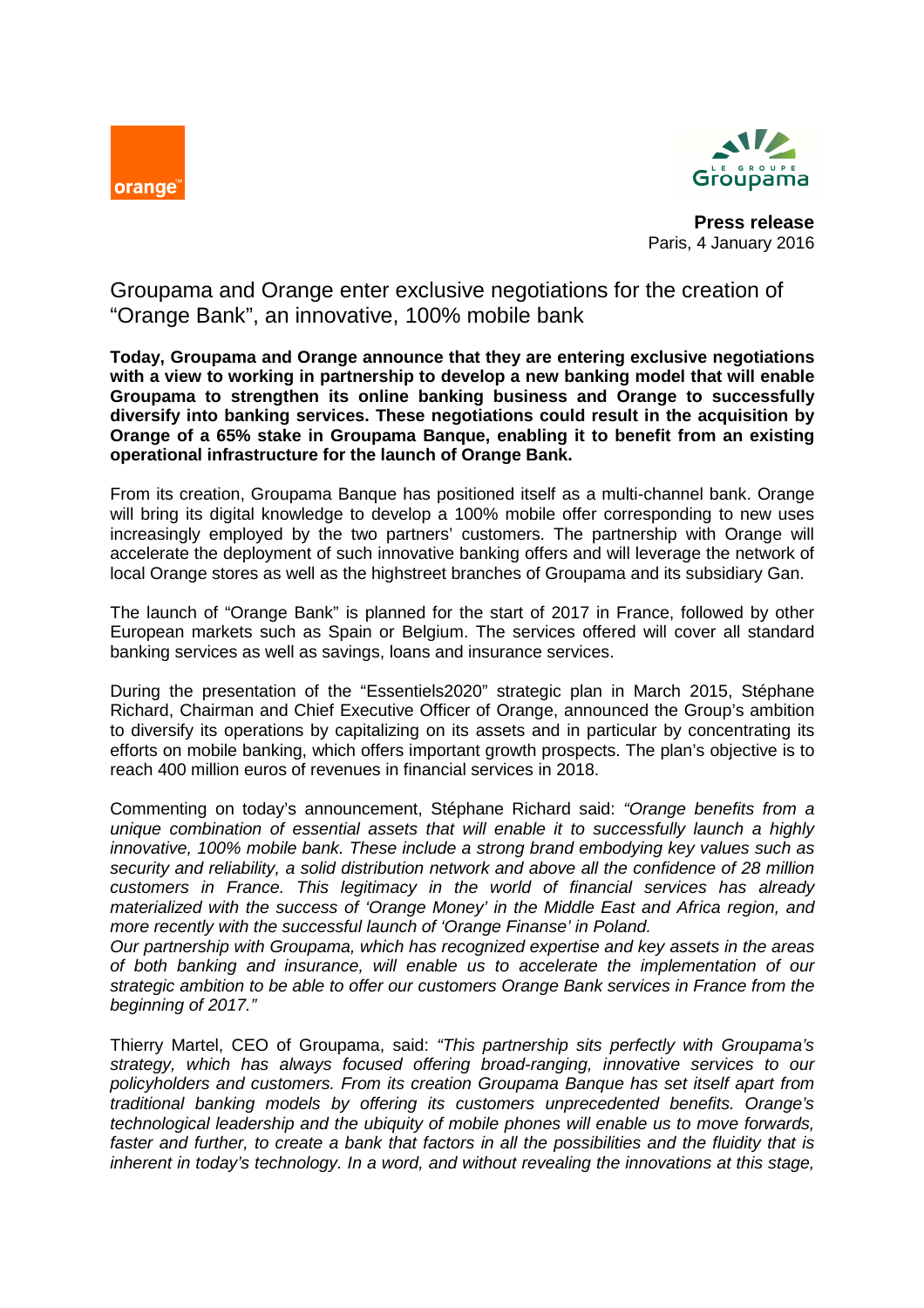**Press release**
Paris, 4 January 2016

# Groupama and Orange enter exclusive negotiations for the creation of "Orange Bank", an innovative, 100% mobile bank

**Today, Groupama and Orange announce that they are entering exclusive negotiations with a view to working in partnership to develop a new banking model that will enable Groupama to strengthen its online banking business and Orange to successfully diversify into banking services. These negotiations could result in the acquisition by Orange of a 65% stake in Groupama Banque, enabling it to benefit from an existing operational infrastructure for the launch of Orange Bank.**

From its creation, Groupama Banque has positioned itself as a multi-channel bank. Orange will bring its digital knowledge to develop a 100% mobile offer corresponding to new uses increasingly employed by the two partners' customers. The partnership with Orange will accelerate the deployment of such innovative banking offers and will leverage the network of local Orange stores as well as the highstreet branches of Groupama and its subsidiary Gan.

The launch of "Orange Bank" is planned for the start of 2017 in France, followed by other European markets such as Spain or Belgium. The services offered will cover all standard banking services as well as savings, loans and insurance services.

During the presentation of the "Essentiels2020" strategic plan in March 2015, Stéphane Richard, Chairman and Chief Executive Officer of Orange, announced the Group's ambition to diversify its operations by capitalizing on its assets and in particular by concentrating its efforts on mobile banking, which offers important growth prospects. The plan's objective is to reach 400 million euros of revenues in financial services in 2018.

Commenting on today's announcement, Stéphane Richard said: *"Orange benefits from a unique combination of essential assets that will enable it to successfully launch a highly innovative, 100% mobile bank. These include a strong brand embodying key values such as security and reliability, a solid distribution network and above all the confidence of 28 million customers in France. This legitimacy in the world of financial services has already materialized with the success of 'Orange Money' in the Middle East and Africa region, and more recently with the successful launch of 'Orange Finanse' in Poland.*
*Our partnership with Groupama, which has recognized expertise and key assets in the areas of both banking and insurance, will enable us to accelerate the implementation of our strategic ambition to be able to offer our customers Orange Bank services in France from the beginning of 2017."*

Thierry Martel, CEO of Groupama, said: *"This partnership sits perfectly with Groupama's strategy, which has always focused offering broad-ranging, innovative services to our policyholders and customers. From its creation Groupama Banque has set itself apart from traditional banking models by offering its customers unprecedented benefits. Orange's technological leadership and the ubiquity of mobile phones will enable us to move forwards, faster and further, to create a bank that factors in all the possibilities and the fluidity that is inherent in today's technology. In a word, and without revealing the innovations at this stage,*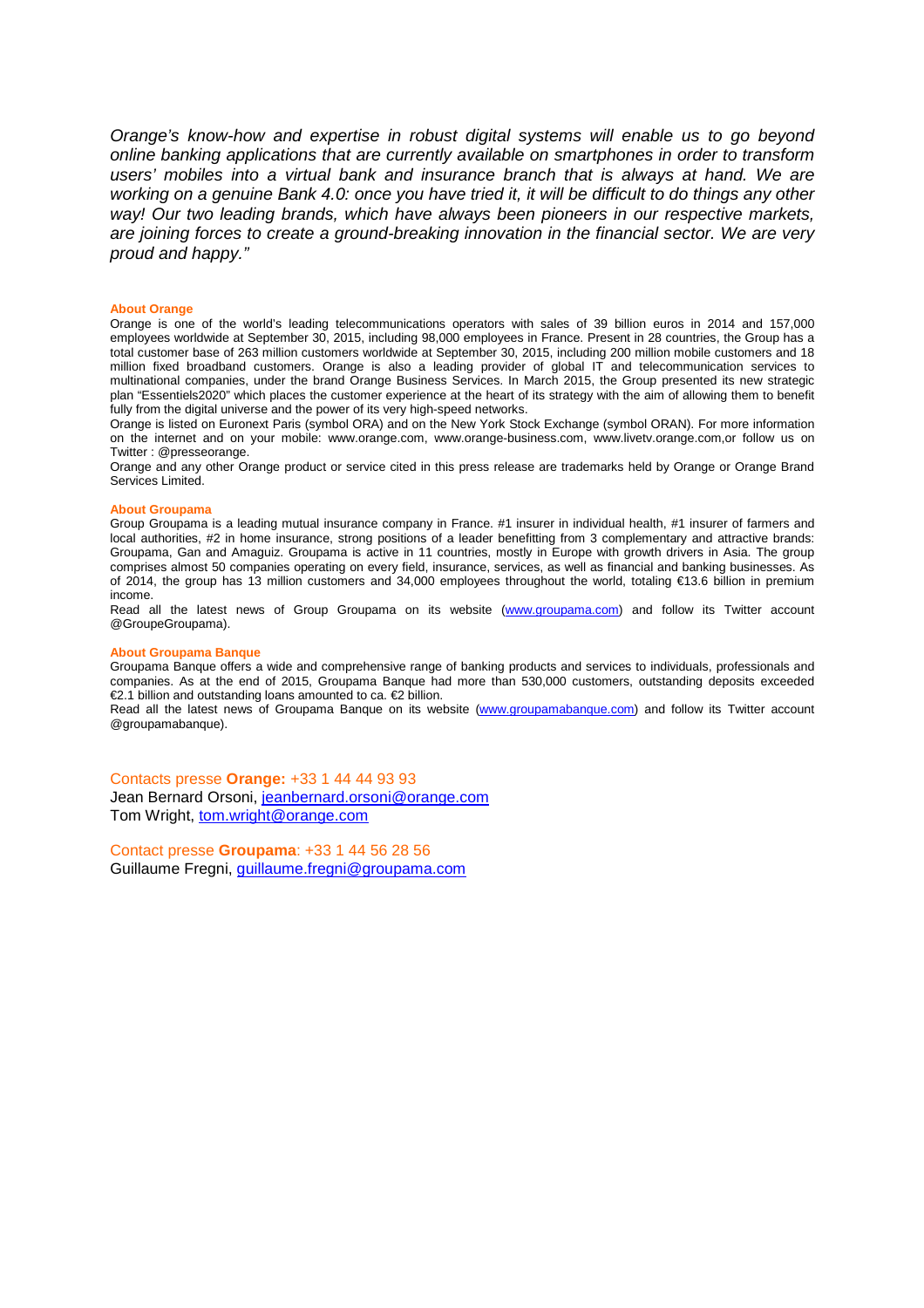*Orange's know-how and expertise in robust digital systems will enable us to go beyond online banking applications that are currently available on smartphones in order to transform users' mobiles into a virtual bank and insurance branch that is always at hand. We are working on a genuine Bank 4.0: once you have tried it, it will be difficult to do things any other way! Our two leading brands, which have always been pioneers in our respective markets, are joining forces to create a ground-breaking innovation in the financial sector. We are very proud and happy."*

**About Orange**

Orange is one of the world's leading telecommunications operators with sales of 39 billion euros in 2014 and 157,000 employees worldwide at September 30, 2015, including 98,000 employees in France. Present in 28 countries, the Group has a total customer base of 263 million customers worldwide at September 30, 2015, including 200 million mobile customers and 18 million fixed broadband customers. Orange is also a leading provider of global IT and telecommunication services to multinational companies, under the brand Orange Business Services. In March 2015, the Group presented its new strategic plan "Essentiels2020" which places the customer experience at the heart of its strategy with the aim of allowing them to benefit fully from the digital universe and the power of its very high-speed networks.

Orange is listed on Euronext Paris (symbol ORA) and on the New York Stock Exchange (symbol ORAN). For more information on the internet and on your mobile: www.orange.com, www.orange-business.com, www.livetv.orange.com,or follow us on Twitter : @presseorange.

Orange and any other Orange product or service cited in this press release are trademarks held by Orange or Orange Brand Services Limited.

**About Groupama**

Group Groupama is a leading mutual insurance company in France. #1 insurer in individual health, #1 insurer of farmers and local authorities, #2 in home insurance, strong positions of a leader benefitting from 3 complementary and attractive brands: Groupama, Gan and Amaguiz. Groupama is active in 11 countries, mostly in Europe with growth drivers in Asia. The group comprises almost 50 companies operating on every field, insurance, services, as well as financial and banking businesses. As of 2014, the group has 13 million customers and 34,000 employees throughout the world, totaling €13.6 billion in premium income.

Read all the latest news of Group Groupama on its website (www.groupama.com) and follow its Twitter account @GroupeGroupama).

**About Groupama Banque**

Groupama Banque offers a wide and comprehensive range of banking products and services to individuals, professionals and companies. As at the end of 2015, Groupama Banque had more than 530,000 customers, outstanding deposits exceeded €2.1 billion and outstanding loans amounted to ca. €2 billion.

Read all the latest news of Groupama Banque on its website (www.groupamabanque.com) and follow its Twitter account @groupamabanque).

Contacts presse **Orange:** +33 1 44 44 93 93
Jean Bernard Orsoni, jeanbernard.orsoni@orange.com
Tom Wright, tom.wright@orange.com

Contact presse **Groupama**: +33 1 44 56 28 56
Guillaume Fregni, guillaume.fregni@groupama.com